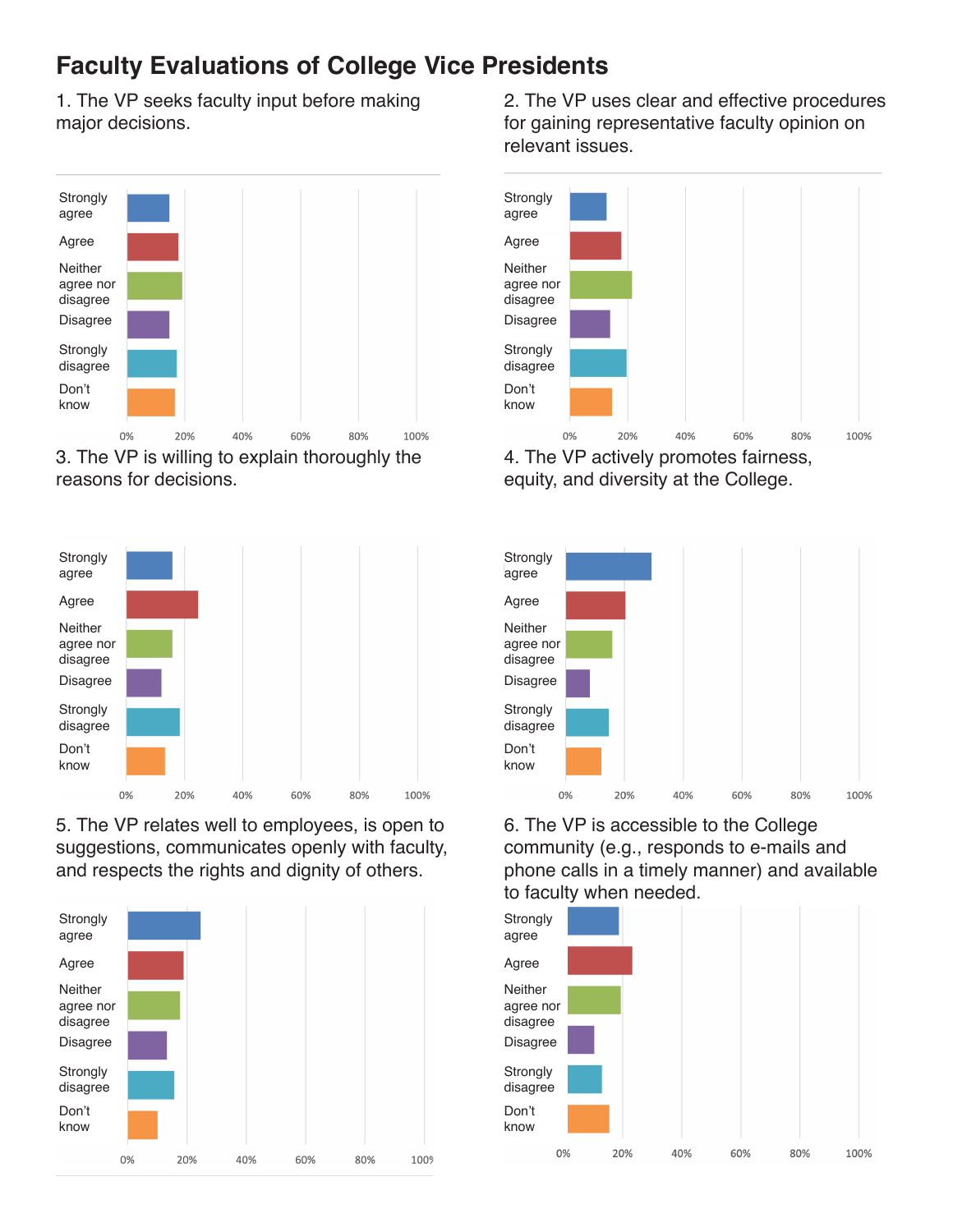# Faculty Evaluations of College Vice Presidents

1. The VP seeks faculty input before making major decisions.

Strongly agree

Agree

Neither agree nor disagree

Disagree

Strongly disagree

Don't know

0% 20% 40% 60% 80% 100%

2. The VP uses clear and effective procedures for gaining representative faculty opinion on relevant issues.

Strongly agree

Agree

Neither agree nor disagree

Disagree

Strongly disagree

Don't know

0% 20% 40% 60% 80% 100%

3. The VP is willing to explain thoroughly the reasons for decisions.

Strongly agree

Agree

Neither agree nor disagree

Disagree

Strongly disagree

Don't know

0% 20% 40% 60% 80% 100%

4. The VP actively promotes fairness, equity, and diversity at the College.

Strongly agree

Agree

Neither agree nor disagree

Disagree

Strongly disagree

Don't know

0% 20% 40% 60% 80% 100%

5. The VP relates well to employees, is open to suggestions, communicates openly with faculty, and respects the rights and dignity of others.

Strongly agree

Agree

Neither agree nor disagree

Disagree

Strongly disagree

Don't know

0% 20% 40% 60% 80% 100%

6. The VP is accessible to the College community (e.g., responds to e-mails and phone calls in a timely manner) and available to faculty when needed.

Strongly agree

Agree

Neither agree nor disagree

Disagree

Strongly disagree

Don't know

0% 20% 40% 60% 80% 100%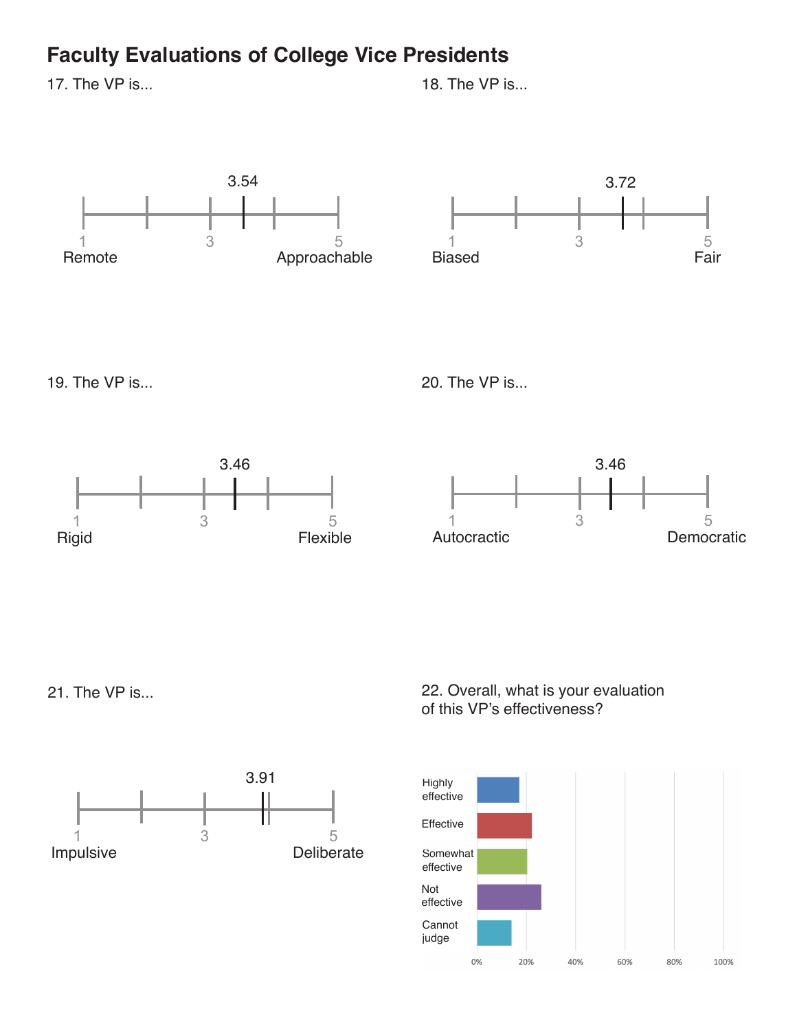# Faculty Evaluations of College Vice Presidents

17. The VP is...

3.54

1 Remote
3
5 Approachable

18. The VP is...

3.72

1 Biased
3
5 Fair

19. The VP is...

3.46

1 Rigid
3
5 Flexible

20. The VP is...

3.46

1 Autocractic
3
5 Democratic

21. The VP is...

3.91

1 Impulsive
3
5 Deliberate

22. Overall, what is your evaluation of this VP's effectiveness?

Highly effective
Effective
Somewhat effective
Not effective
Cannot judge

0% 20% 40% 60% 80% 100%